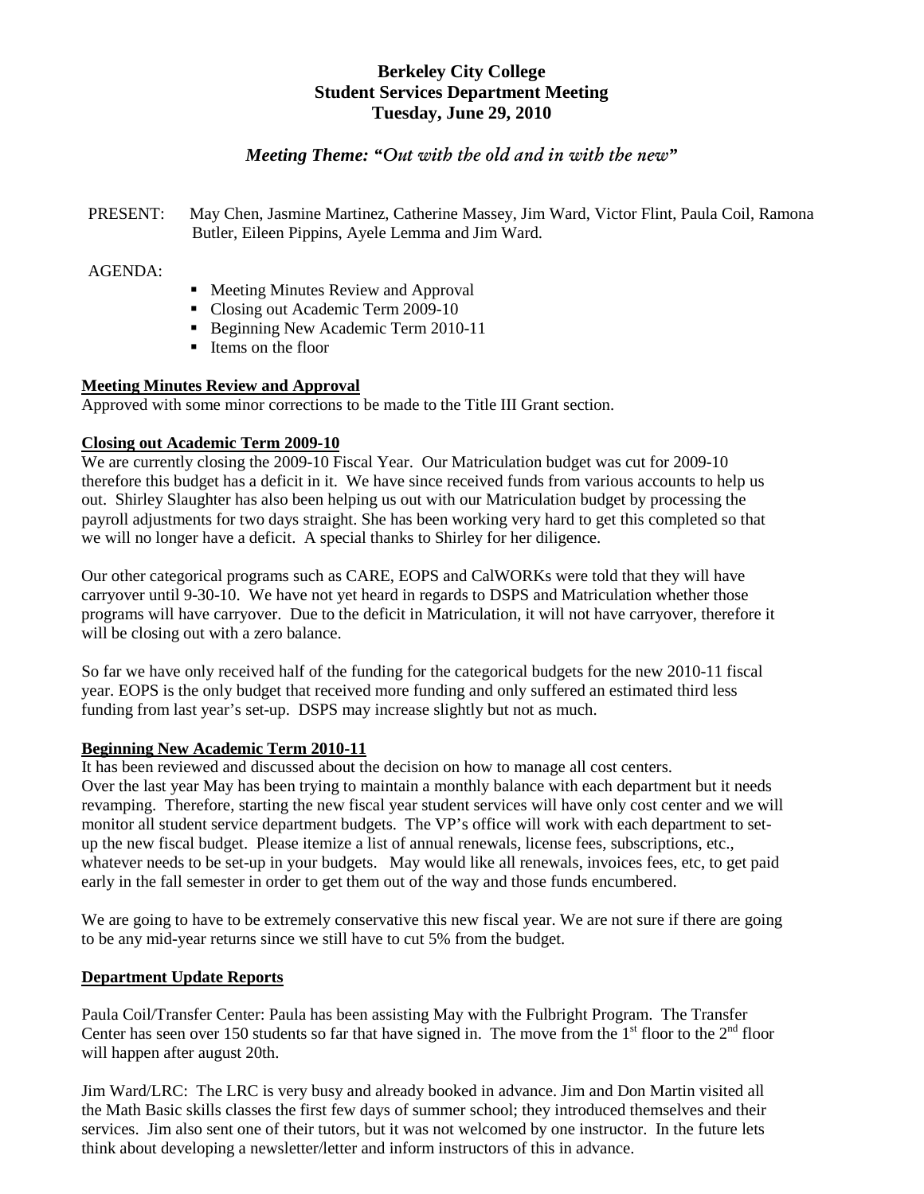# Berkeley City College
## Student Services Department Meeting
### Tuesday, June 29, 2010

***Meeting Theme: "Out with the old and in with the new"***

PRESENT: May Chen, Jasmine Martinez, Catherine Massey, Jim Ward, Victor Flint, Paula Coil, Ramona Butler, Eileen Pippins, Ayele Lemma and Jim Ward.

AGENDA:

- Meeting Minutes Review and Approval
- Closing out Academic Term 2009-10
- Beginning New Academic Term 2010-11
- Items on the floor

**Meeting Minutes Review and Approval**

Approved with some minor corrections to be made to the Title III Grant section.

**Closing out Academic Term 2009-10**

We are currently closing the 2009-10 Fiscal Year. Our Matriculation budget was cut for 2009-10 therefore this budget has a deficit in it. We have since received funds from various accounts to help us out. Shirley Slaughter has also been helping us out with our Matriculation budget by processing the payroll adjustments for two days straight. She has been working very hard to get this completed so that we will no longer have a deficit. A special thanks to Shirley for her diligence.

Our other categorical programs such as CARE, EOPS and CalWORKs were told that they will have carryover until 9-30-10. We have not yet heard in regards to DSPS and Matriculation whether those programs will have carryover. Due to the deficit in Matriculation, it will not have carryover, therefore it will be closing out with a zero balance.

So far we have only received half of the funding for the categorical budgets for the new 2010-11 fiscal year. EOPS is the only budget that received more funding and only suffered an estimated third less funding from last year's set-up. DSPS may increase slightly but not as much.

**Beginning New Academic Term 2010-11**

It has been reviewed and discussed about the decision on how to manage all cost centers. Over the last year May has been trying to maintain a monthly balance with each department but it needs revamping. Therefore, starting the new fiscal year student services will have only cost center and we will monitor all student service department budgets. The VP's office will work with each department to set-up the new fiscal budget. Please itemize a list of annual renewals, license fees, subscriptions, etc., whatever needs to be set-up in your budgets. May would like all renewals, invoices fees, etc, to get paid early in the fall semester in order to get them out of the way and those funds encumbered.

We are going to have to be extremely conservative this new fiscal year. We are not sure if there are going to be any mid-year returns since we still have to cut 5% from the budget.

**Department Update Reports**

Paula Coil/Transfer Center: Paula has been assisting May with the Fulbright Program. The Transfer Center has seen over 150 students so far that have signed in. The move from the 1st floor to the 2nd floor will happen after august 20th.

Jim Ward/LRC: The LRC is very busy and already booked in advance. Jim and Don Martin visited all the Math Basic skills classes the first few days of summer school; they introduced themselves and their services. Jim also sent one of their tutors, but it was not welcomed by one instructor. In the future lets think about developing a newsletter/letter and inform instructors of this in advance.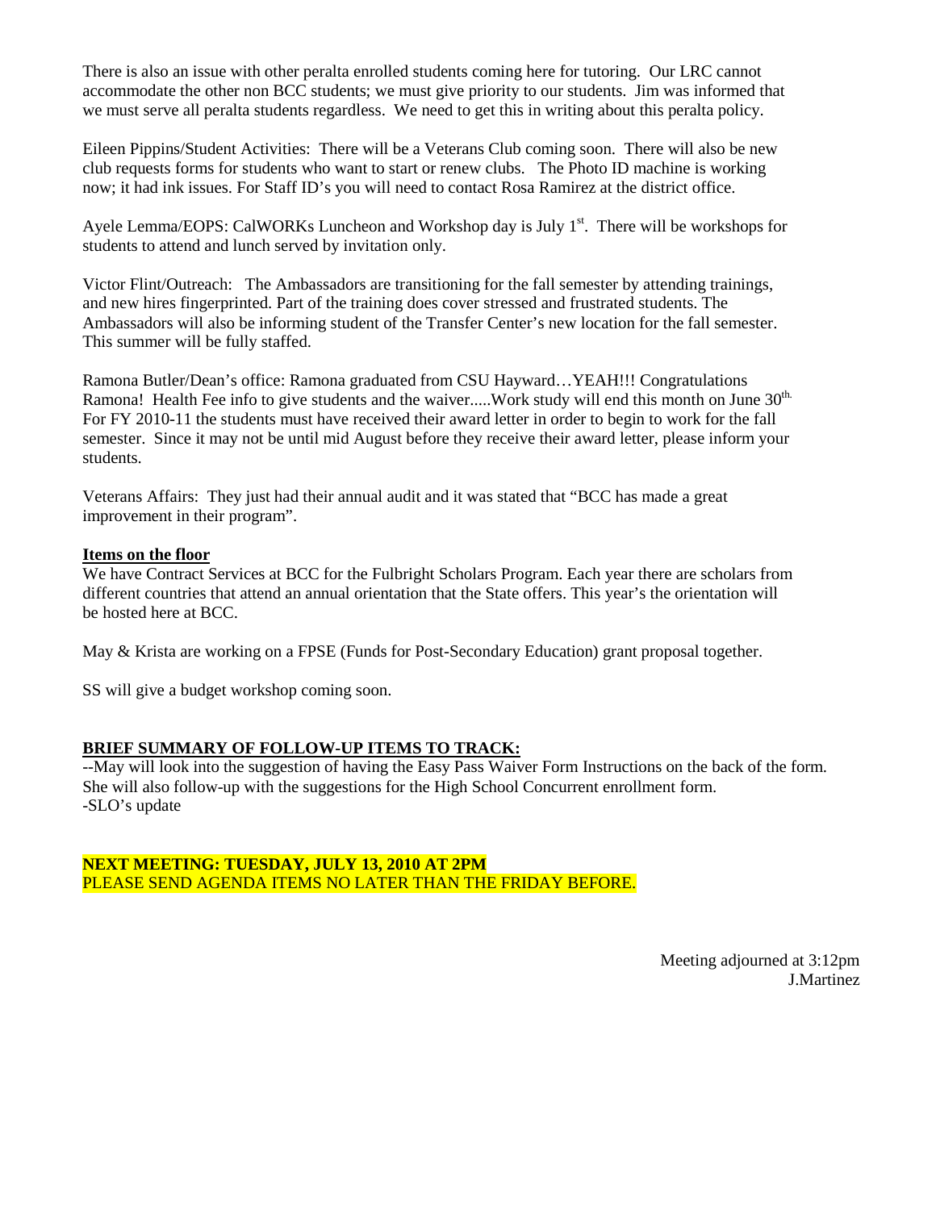There is also an issue with other peralta enrolled students coming here for tutoring. Our LRC cannot accommodate the other non BCC students; we must give priority to our students. Jim was informed that we must serve all peralta students regardless. We need to get this in writing about this peralta policy.

Eileen Pippins/Student Activities: There will be a Veterans Club coming soon. There will also be new club requests forms for students who want to start or renew clubs. The Photo ID machine is working now; it had ink issues. For Staff ID's you will need to contact Rosa Ramirez at the district office.

Ayele Lemma/EOPS: CalWORKs Luncheon and Workshop day is July 1st. There will be workshops for students to attend and lunch served by invitation only.

Victor Flint/Outreach: The Ambassadors are transitioning for the fall semester by attending trainings, and new hires fingerprinted. Part of the training does cover stressed and frustrated students. The Ambassadors will also be informing student of the Transfer Center's new location for the fall semester. This summer will be fully staffed.

Ramona Butler/Dean's office: Ramona graduated from CSU Hayward…YEAH!!! Congratulations Ramona! Health Fee info to give students and the waiver.....Work study will end this month on June 30th. For FY 2010-11 the students must have received their award letter in order to begin to work for the fall semester. Since it may not be until mid August before they receive their award letter, please inform your students.

Veterans Affairs: They just had their annual audit and it was stated that "BCC has made a great improvement in their program".

**Items on the floor**

We have Contract Services at BCC for the Fulbright Scholars Program. Each year there are scholars from different countries that attend an annual orientation that the State offers. This year's the orientation will be hosted here at BCC.

May & Krista are working on a FPSE (Funds for Post-Secondary Education) grant proposal together.

SS will give a budget workshop coming soon.

**BRIEF SUMMARY OF FOLLOW-UP ITEMS TO TRACK:**

--May will look into the suggestion of having the Easy Pass Waiver Form Instructions on the back of the form. She will also follow-up with the suggestions for the High School Concurrent enrollment form.
-SLO's update

**NEXT MEETING: TUESDAY, JULY 13, 2010 AT 2PM**
PLEASE SEND AGENDA ITEMS NO LATER THAN THE FRIDAY BEFORE.

Meeting adjourned at 3:12pm
J.Martinez